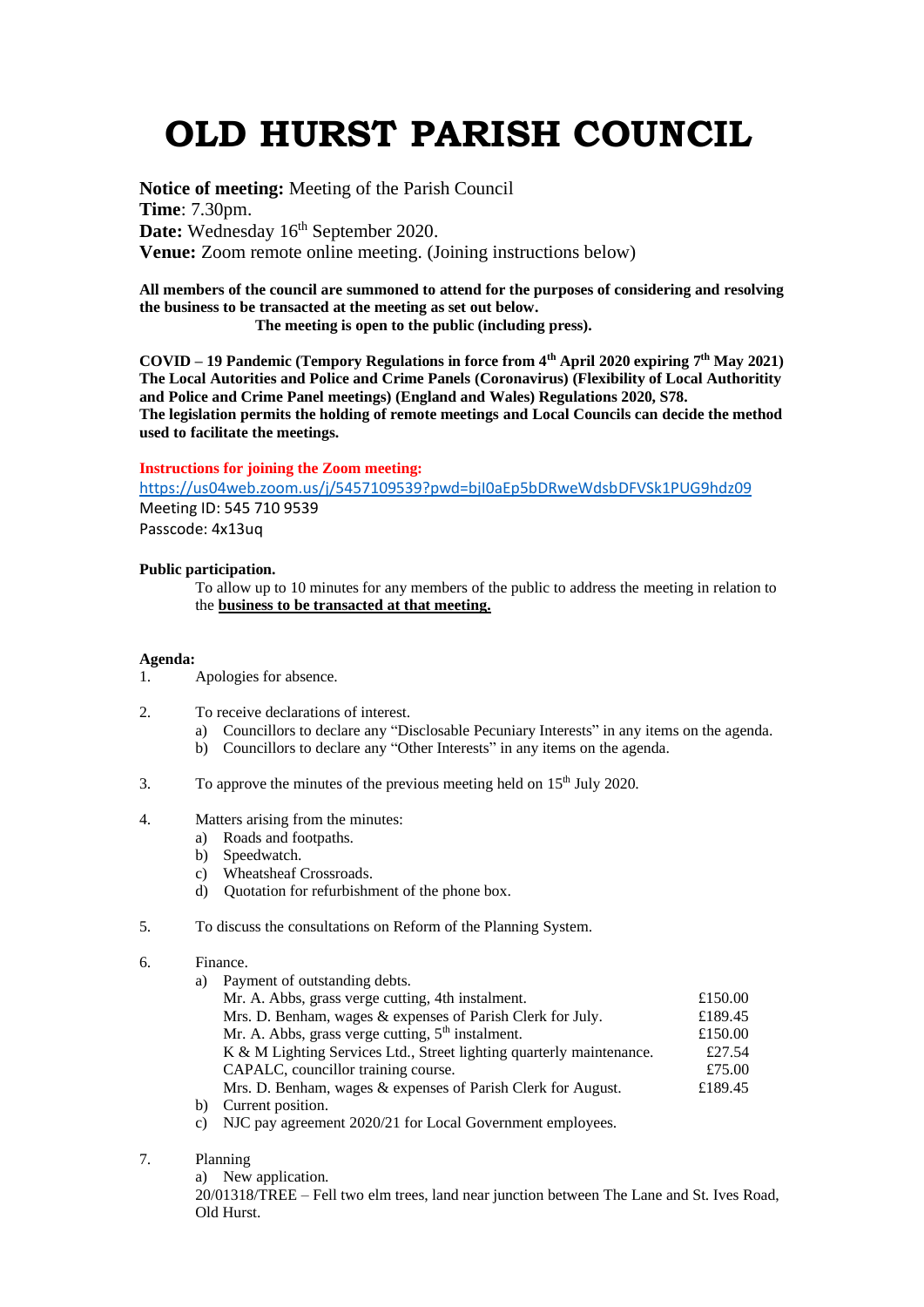# OLD HURST PARISH COUNCIL

**Notice of meeting:** Meeting of the Parish Council
**Time**: 7.30pm.
**Date:** Wednesday 16th September 2020.
**Venue:** Zoom remote online meeting. (Joining instructions below)

**All members of the council are summoned to attend for the purposes of considering and resolving the business to be transacted at the meeting as set out below.**
**The meeting is open to the public (including press).**

**COVID – 19 Pandemic (Tempory Regulations in force from 4th April 2020 expiring 7th May 2021)**
**The Local Autorities and Police and Crime Panels (Coronavirus) (Flexibility of Local Authoritity and Police and Crime Panel meetings) (England and Wales) Regulations 2020, S78.**
**The legislation permits the holding of remote meetings and Local Councils can decide the method used to facilitate the meetings.**

**Instructions for joining the Zoom meeting:**
https://us04web.zoom.us/j/5457109539?pwd=bjI0aEp5bDRweWdsbDFVSk1PUG9hdz09
Meeting ID: 545 710 9539
Passcode: 4x13uq

**Public participation.**

To allow up to 10 minutes for any members of the public to address the meeting in relation to the **business to be transacted at that meeting.**

**Agenda:**

1. Apologies for absence.

2. To receive declarations of interest.
   a) Councillors to declare any "Disclosable Pecuniary Interests" in any items on the agenda.
   b) Councillors to declare any "Other Interests" in any items on the agenda.

3. To approve the minutes of the previous meeting held on 15th July 2020.

4. Matters arising from the minutes:
   a) Roads and footpaths.
   b) Speedwatch.
   c) Wheatsheaf Crossroads.
   d) Quotation for refurbishment of the phone box.

5. To discuss the consultations on Reform of the Planning System.

6. Finance.
   a) Payment of outstanding debts.

| | |
|---|---|
| Mr. A. Abbs, grass verge cutting, 4th instalment. | £150.00 |
| Mrs. D. Benham, wages & expenses of Parish Clerk for July. | £189.45 |
| Mr. A. Abbs, grass verge cutting, 5th instalment. | £150.00 |
| K & M Lighting Services Ltd., Street lighting quarterly maintenance. | £27.54 |
| CAPALC, councillor training course. | £75.00 |
| Mrs. D. Benham, wages & expenses of Parish Clerk for August. | £189.45 |

   b) Current position.
   c) NJC pay agreement 2020/21 for Local Government employees.

7. Planning
   a) New application.
   20/01318/TREE – Fell two elm trees, land near junction between The Lane and St. Ives Road, Old Hurst.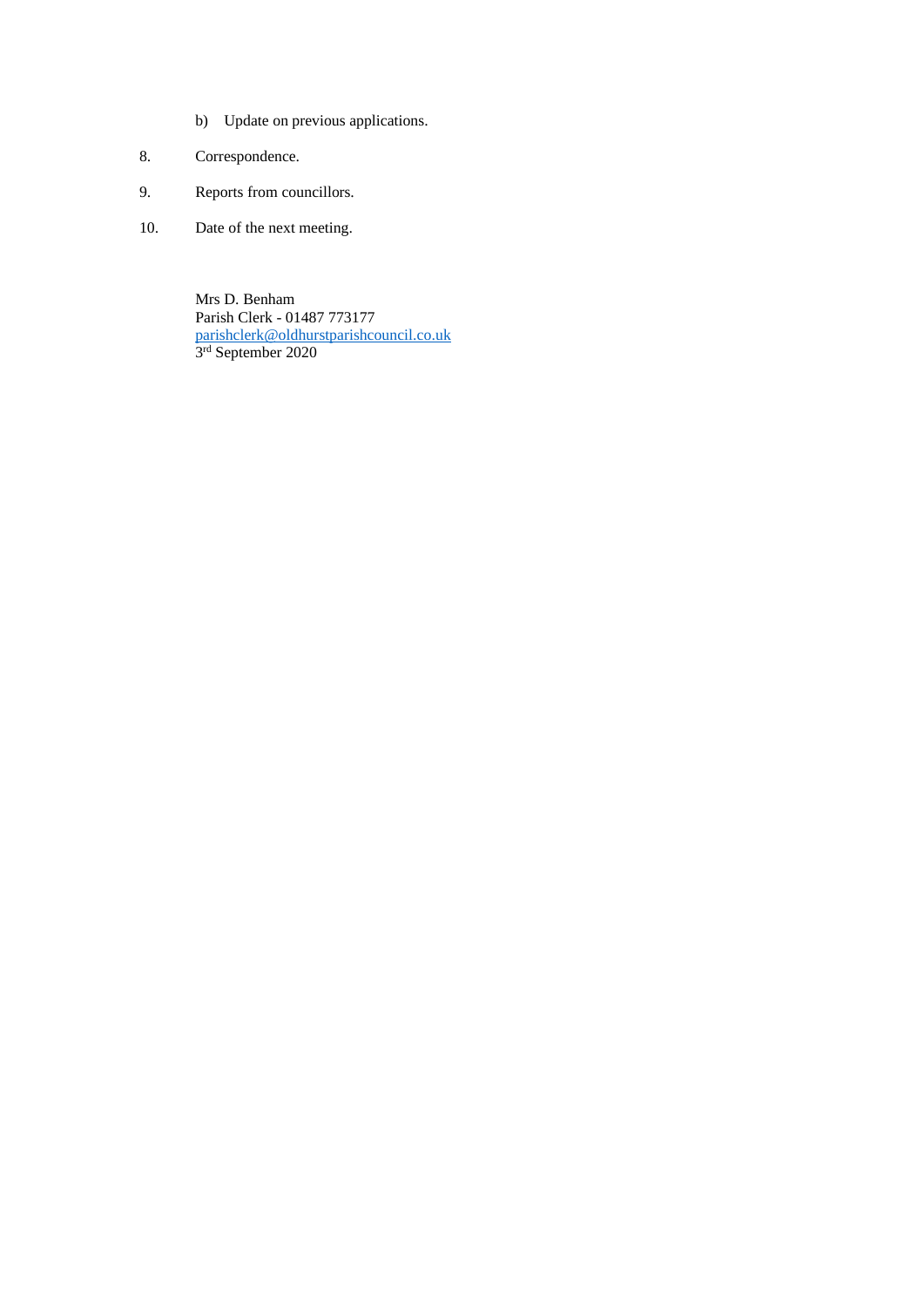b) Update on previous applications.

8. Correspondence.

9. Reports from councillors.

10. Date of the next meeting.

Mrs D. Benham
Parish Clerk - 01487 773177
parishclerk@oldhurstparishcouncil.co.uk
3rd September 2020